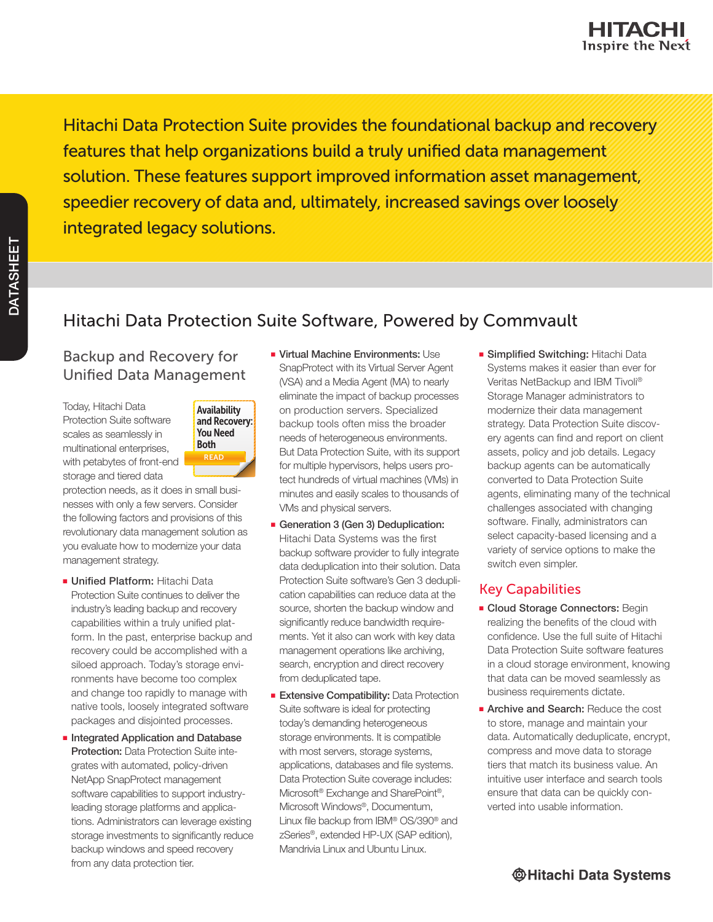Hitachi Data Protection Suite provides the foundational backup and recovery features that help organizations build a truly unified data management solution. These features support improved information asset management, speedier recovery of data and, ultimately, increased savings over loosely integrated legacy solutions.

# Hitachi Data Protection Suite Software, Powered by Commvault

## Backup and Recovery for Unified Data Management

Availability and Recovery: You Need Both
READ

Today, Hitachi Data Protection Suite software scales as seamlessly in multinational enterprises, with petabytes of front-end storage and tiered data protection needs, as it does in small businesses with only a few servers. Consider the following factors and provisions of this revolutionary data management solution as you evaluate how to modernize your data management strategy.

- **Unified Platform:** Hitachi Data Protection Suite continues to deliver the industry's leading backup and recovery capabilities within a truly unified platform. In the past, enterprise backup and recovery could be accomplished with a siloed approach. Today's storage environments have become too complex and change too rapidly to manage with native tools, loosely integrated software packages and disjointed processes.
- **Integrated Application and Database Protection:** Data Protection Suite integrates with automated, policy-driven NetApp SnapProtect management software capabilities to support industry-leading storage platforms and applications. Administrators can leverage existing storage investments to significantly reduce backup windows and speed recovery from any data protection tier.
- **Virtual Machine Environments:** Use SnapProtect with its Virtual Server Agent (VSA) and a Media Agent (MA) to nearly eliminate the impact of backup processes on production servers. Specialized backup tools often miss the broader needs of heterogeneous environments. But Data Protection Suite, with its support for multiple hypervisors, helps users protect hundreds of virtual machines (VMs) in minutes and easily scales to thousands of VMs and physical servers.
- **Generation 3 (Gen 3) Deduplication:** Hitachi Data Systems was the first backup software provider to fully integrate data deduplication into their solution. Data Protection Suite software's Gen 3 deduplication capabilities can reduce data at the source, shorten the backup window and significantly reduce bandwidth requirements. Yet it also can work with key data management operations like archiving, search, encryption and direct recovery from deduplicated tape.
- **Extensive Compatibility:** Data Protection Suite software is ideal for protecting today's demanding heterogeneous storage environments. It is compatible with most servers, storage systems, applications, databases and file systems. Data Protection Suite coverage includes: Microsoft® Exchange and SharePoint®, Microsoft Windows®, Documentum, Linux file backup from IBM® OS/390® and zSeries®, extended HP-UX (SAP edition), Mandrivia Linux and Ubuntu Linux.
- **Simplified Switching:** Hitachi Data Systems makes it easier than ever for Veritas NetBackup and IBM Tivoli® Storage Manager administrators to modernize their data management strategy. Data Protection Suite discovery agents can find and report on client assets, policy and job details. Legacy backup agents can be automatically converted to Data Protection Suite agents, eliminating many of the technical challenges associated with changing software. Finally, administrators can select capacity-based licensing and a variety of service options to make the switch even simpler.

## Key Capabilities

- **Cloud Storage Connectors:** Begin realizing the benefits of the cloud with confidence. Use the full suite of Hitachi Data Protection Suite software features in a cloud storage environment, knowing that data can be moved seamlessly as business requirements dictate.
- **Archive and Search:** Reduce the cost to store, manage and maintain your data. Automatically deduplicate, encrypt, compress and move data to storage tiers that match its business value. An intuitive user interface and search tools ensure that data can be quickly converted into usable information.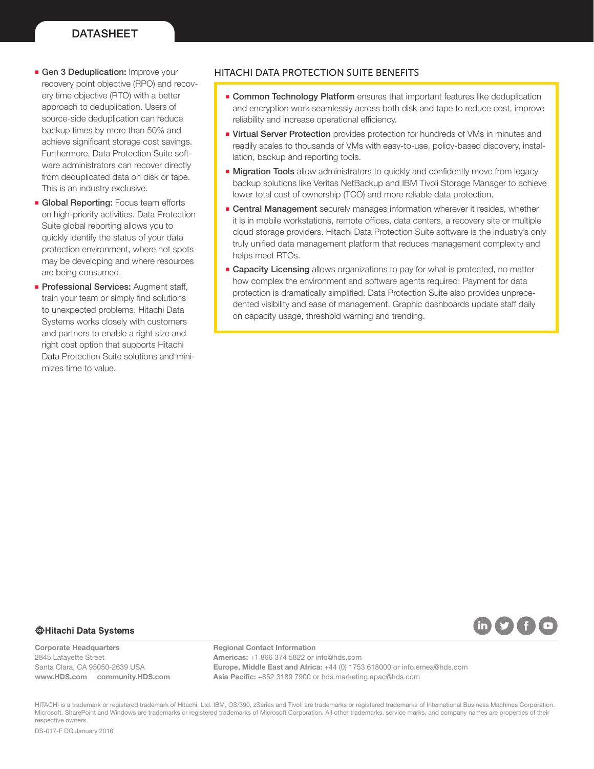- **Gen 3 Deduplication:** Improve your recovery point objective (RPO) and recovery time objective (RTO) with a better approach to deduplication. Users of source-side deduplication can reduce backup times by more than 50% and achieve significant storage cost savings. Furthermore, Data Protection Suite software administrators can recover directly from deduplicated data on disk or tape. This is an industry exclusive.
- **Global Reporting:** Focus team efforts on high-priority activities. Data Protection Suite global reporting allows you to quickly identify the status of your data protection environment, where hot spots may be developing and where resources are being consumed.
- **Professional Services:** Augment staff, train your team or simply find solutions to unexpected problems. Hitachi Data Systems works closely with customers and partners to enable a right size and right cost option that supports Hitachi Data Protection Suite solutions and minimizes time to value.

## HITACHI DATA PROTECTION SUITE BENEFITS

- **Common Technology Platform** ensures that important features like deduplication and encryption work seamlessly across both disk and tape to reduce cost, improve reliability and increase operational efficiency.
- **Virtual Server Protection** provides protection for hundreds of VMs in minutes and readily scales to thousands of VMs with easy-to-use, policy-based discovery, installation, backup and reporting tools.
- **Migration Tools** allow administrators to quickly and confidently move from legacy backup solutions like Veritas NetBackup and IBM Tivoli Storage Manager to achieve lower total cost of ownership (TCO) and more reliable data protection.
- **Central Management** securely manages information wherever it resides, whether it is in mobile workstations, remote offices, data centers, a recovery site or multiple cloud storage providers. Hitachi Data Protection Suite software is the industry's only truly unified data management platform that reduces management complexity and helps meet RTOs.
- **Capacity Licensing** allows organizations to pay for what is protected, no matter how complex the environment and software agents required: Payment for data protection is dramatically simplified. Data Protection Suite also provides unprecedented visibility and ease of management. Graphic dashboards update staff daily on capacity usage, threshold warning and trending.

**Hitachi Data Systems**

**Corporate Headquarters**
2845 Lafayette Street
Santa Clara, CA 95050-2639 USA
**www.HDS.com** **community.HDS.com**

**Regional Contact Information**
**Americas:** +1 866 374 5822 or info@hds.com
**Europe, Middle East and Africa:** +44 (0) 1753 618000 or info.emea@hds.com
**Asia Pacific:** +852 3189 7900 or hds.marketing.apac@hds.com

HITACHI is a trademark or registered trademark of Hitachi, Ltd. IBM, OS/390, zSeries and Tivoli are trademarks or registered trademarks of International Business Machines Corporation. Microsoft, SharePoint and Windows are trademarks or registered trademarks of Microsoft Corporation. All other trademarks, service marks, and company names are properties of their respective owners.

DS-017-F DG January 2016